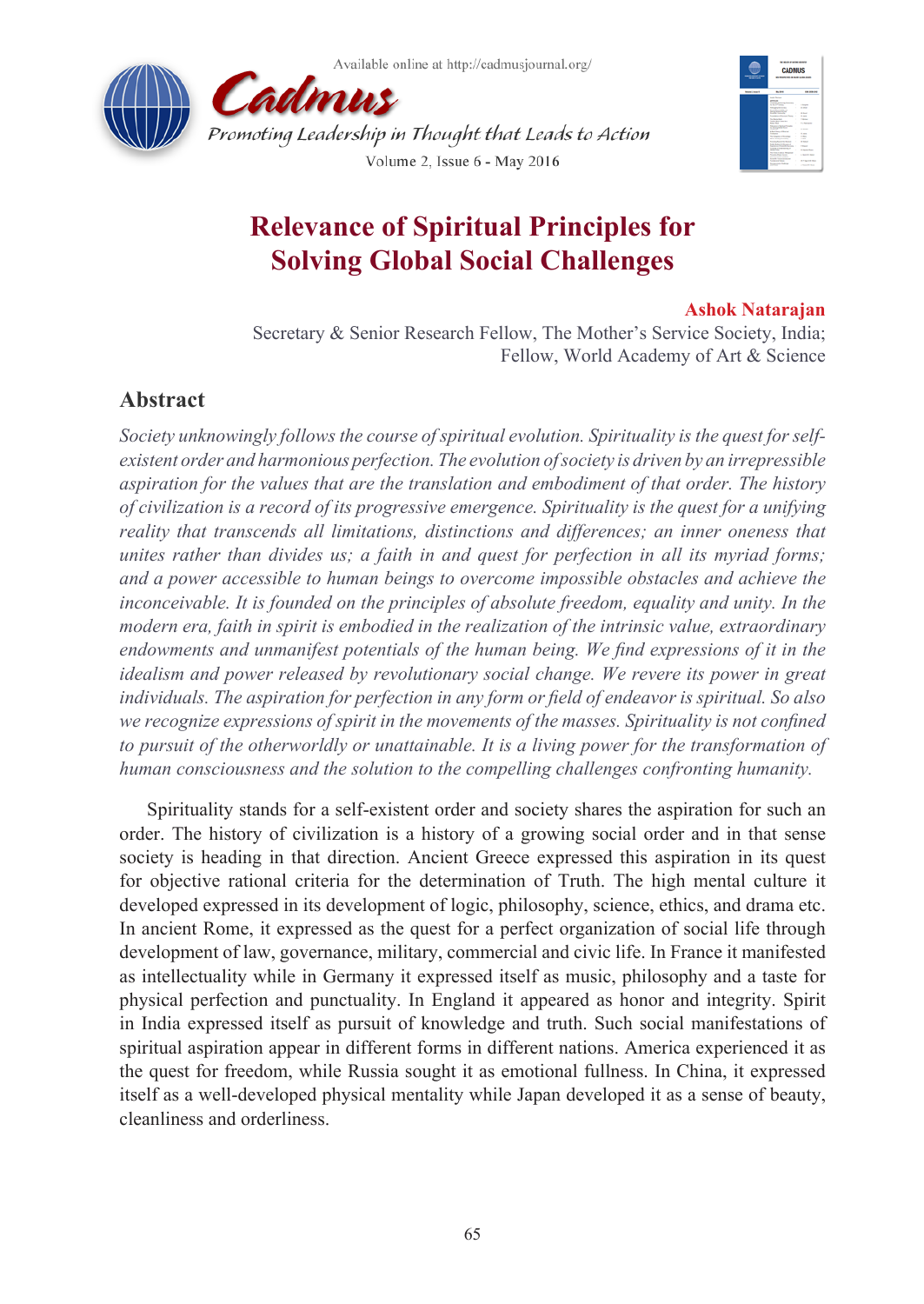# Relevance of Spiritual Principles for Solving Global Social Challenges

**Ashok Natarajan**

Secretary & Senior Research Fellow, The Mother's Service Society, India;
Fellow, World Academy of Art & Science

## Abstract

*Society unknowingly follows the course of spiritual evolution. Spirituality is the quest for self-existent order and harmonious perfection. The evolution of society is driven by an irrepressible aspiration for the values that are the translation and embodiment of that order. The history of civilization is a record of its progressive emergence. Spirituality is the quest for a unifying reality that transcends all limitations, distinctions and differences; an inner oneness that unites rather than divides us; a faith in and quest for perfection in all its myriad forms; and a power accessible to human beings to overcome impossible obstacles and achieve the inconceivable. It is founded on the principles of absolute freedom, equality and unity. In the modern era, faith in spirit is embodied in the realization of the intrinsic value, extraordinary endowments and unmanifest potentials of the human being. We find expressions of it in the idealism and power released by revolutionary social change. We revere its power in great individuals. The aspiration for perfection in any form or field of endeavor is spiritual. So also we recognize expressions of spirit in the movements of the masses. Spirituality is not confined to pursuit of the otherworldly or unattainable. It is a living power for the transformation of human consciousness and the solution to the compelling challenges confronting humanity.*

Spirituality stands for a self-existent order and society shares the aspiration for such an order. The history of civilization is a history of a growing social order and in that sense society is heading in that direction. Ancient Greece expressed this aspiration in its quest for objective rational criteria for the determination of Truth. The high mental culture it developed expressed in its development of logic, philosophy, science, ethics, and drama etc. In ancient Rome, it expressed as the quest for a perfect organization of social life through development of law, governance, military, commercial and civic life. In France it manifested as intellectuality while in Germany it expressed itself as music, philosophy and a taste for physical perfection and punctuality. In England it appeared as honor and integrity. Spirit in India expressed itself as pursuit of knowledge and truth. Such social manifestations of spiritual aspiration appear in different forms in different nations. America experienced it as the quest for freedom, while Russia sought it as emotional fullness. In China, it expressed itself as a well-developed physical mentality while Japan developed it as a sense of beauty, cleanliness and orderliness.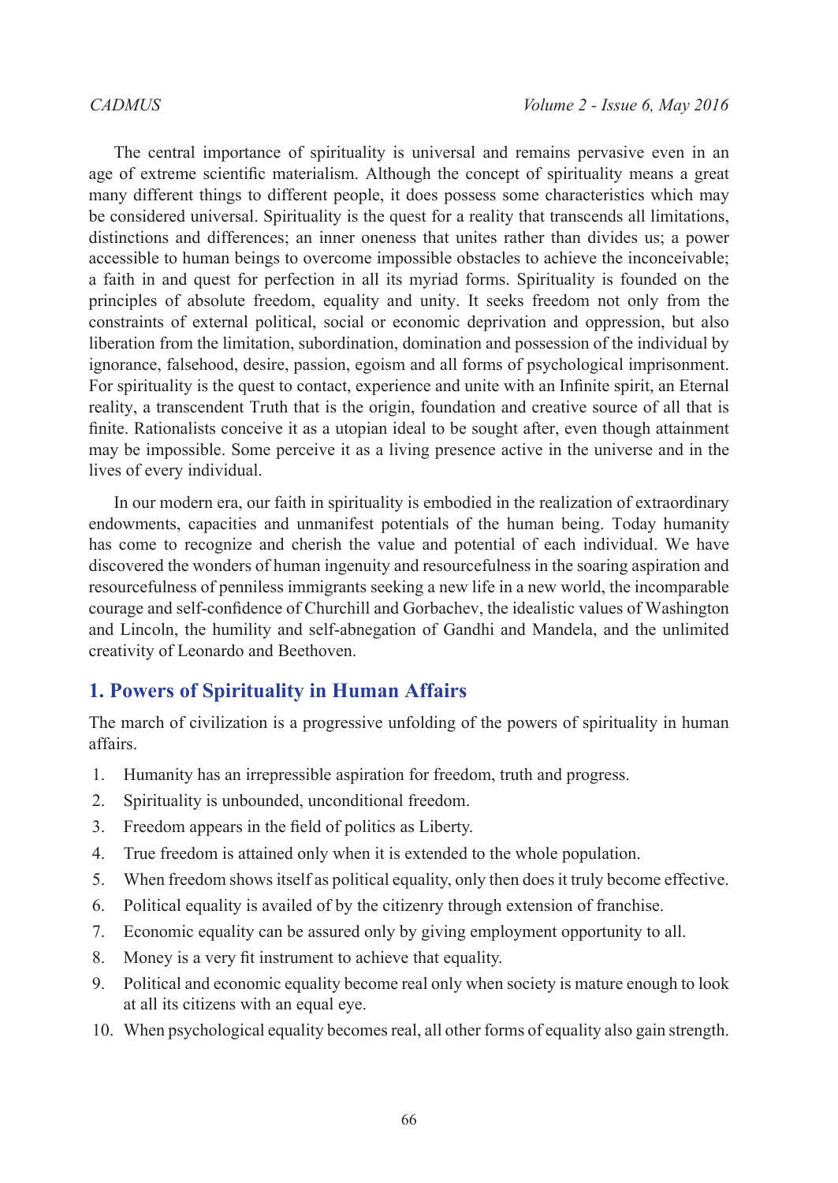The central importance of spirituality is universal and remains pervasive even in an age of extreme scientific materialism. Although the concept of spirituality means a great many different things to different people, it does possess some characteristics which may be considered universal. Spirituality is the quest for a reality that transcends all limitations, distinctions and differences; an inner oneness that unites rather than divides us; a power accessible to human beings to overcome impossible obstacles to achieve the inconceivable; a faith in and quest for perfection in all its myriad forms. Spirituality is founded on the principles of absolute freedom, equality and unity. It seeks freedom not only from the constraints of external political, social or economic deprivation and oppression, but also liberation from the limitation, subordination, domination and possession of the individual by ignorance, falsehood, desire, passion, egoism and all forms of psychological imprisonment. For spirituality is the quest to contact, experience and unite with an Infinite spirit, an Eternal reality, a transcendent Truth that is the origin, foundation and creative source of all that is finite. Rationalists conceive it as a utopian ideal to be sought after, even though attainment may be impossible. Some perceive it as a living presence active in the universe and in the lives of every individual.

In our modern era, our faith in spirituality is embodied in the realization of extraordinary endowments, capacities and unmanifest potentials of the human being. Today humanity has come to recognize and cherish the value and potential of each individual. We have discovered the wonders of human ingenuity and resourcefulness in the soaring aspiration and resourcefulness of penniless immigrants seeking a new life in a new world, the incomparable courage and self-confidence of Churchill and Gorbachev, the idealistic values of Washington and Lincoln, the humility and self-abnegation of Gandhi and Mandela, and the unlimited creativity of Leonardo and Beethoven.

## 1. Powers of Spirituality in Human Affairs

The march of civilization is a progressive unfolding of the powers of spirituality in human affairs.

1. Humanity has an irrepressible aspiration for freedom, truth and progress.
2. Spirituality is unbounded, unconditional freedom.
3. Freedom appears in the field of politics as Liberty.
4. True freedom is attained only when it is extended to the whole population.
5. When freedom shows itself as political equality, only then does it truly become effective.
6. Political equality is availed of by the citizenry through extension of franchise.
7. Economic equality can be assured only by giving employment opportunity to all.
8. Money is a very fit instrument to achieve that equality.
9. Political and economic equality become real only when society is mature enough to look at all its citizens with an equal eye.
10. When psychological equality becomes real, all other forms of equality also gain strength.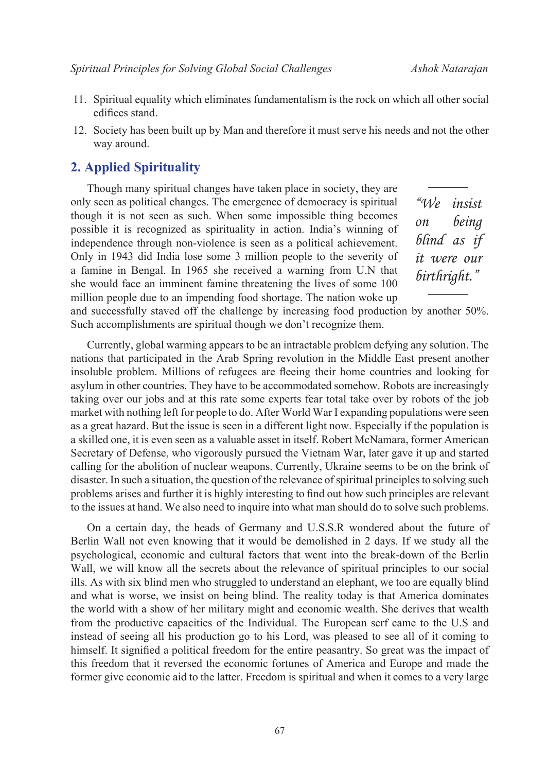11. Spiritual equality which eliminates fundamentalism is the rock on which all other social edifices stand.
12. Society has been built up by Man and therefore it must serve his needs and not the other way around.

## 2. Applied Spirituality

Though many spiritual changes have taken place in society, they are only seen as political changes. The emergence of democracy is spiritual though it is not seen as such. When some impossible thing becomes possible it is recognized as spirituality in action. India's winning of independence through non-violence is seen as a political achievement. Only in 1943 did India lose some 3 million people to the severity of a famine in Bengal. In 1965 she received a warning from U.N that she would face an imminent famine threatening the lives of some 100 million people due to an impending food shortage. The nation woke up and successfully staved off the challenge by increasing food production by another 50%. Such accomplishments are spiritual though we don't recognize them.

> *"We insist on being blind as if it were our birthright."*

Currently, global warming appears to be an intractable problem defying any solution. The nations that participated in the Arab Spring revolution in the Middle East present another insoluble problem. Millions of refugees are fleeing their home countries and looking for asylum in other countries. They have to be accommodated somehow. Robots are increasingly taking over our jobs and at this rate some experts fear total take over by robots of the job market with nothing left for people to do. After World War I expanding populations were seen as a great hazard. But the issue is seen in a different light now. Especially if the population is a skilled one, it is even seen as a valuable asset in itself. Robert McNamara, former American Secretary of Defense, who vigorously pursued the Vietnam War, later gave it up and started calling for the abolition of nuclear weapons. Currently, Ukraine seems to be on the brink of disaster. In such a situation, the question of the relevance of spiritual principles to solving such problems arises and further it is highly interesting to find out how such principles are relevant to the issues at hand. We also need to inquire into what man should do to solve such problems.

On a certain day, the heads of Germany and U.S.S.R wondered about the future of Berlin Wall not even knowing that it would be demolished in 2 days. If we study all the psychological, economic and cultural factors that went into the break-down of the Berlin Wall, we will know all the secrets about the relevance of spiritual principles to our social ills. As with six blind men who struggled to understand an elephant, we too are equally blind and what is worse, we insist on being blind. The reality today is that America dominates the world with a show of her military might and economic wealth. She derives that wealth from the productive capacities of the Individual. The European serf came to the U.S and instead of seeing all his production go to his Lord, was pleased to see all of it coming to himself. It signified a political freedom for the entire peasantry. So great was the impact of this freedom that it reversed the economic fortunes of America and Europe and made the former give economic aid to the latter. Freedom is spiritual and when it comes to a very large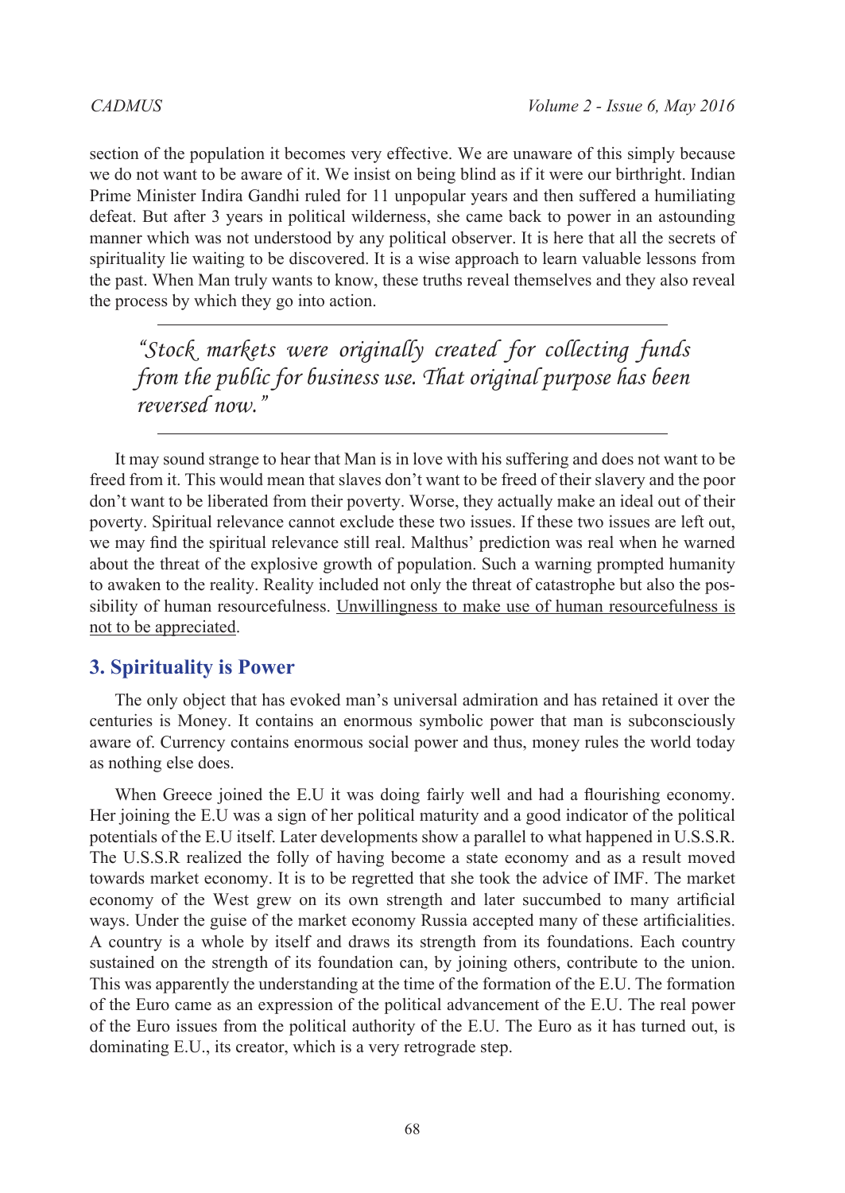section of the population it becomes very effective. We are unaware of this simply because we do not want to be aware of it. We insist on being blind as if it were our birthright. Indian Prime Minister Indira Gandhi ruled for 11 unpopular years and then suffered a humiliating defeat. But after 3 years in political wilderness, she came back to power in an astounding manner which was not understood by any political observer. It is here that all the secrets of spirituality lie waiting to be discovered. It is a wise approach to learn valuable lessons from the past. When Man truly wants to know, these truths reveal themselves and they also reveal the process by which they go into action.

---

> *"Stock markets were originally created for collecting funds from the public for business use. That original purpose has been reversed now."*

---

It may sound strange to hear that Man is in love with his suffering and does not want to be freed from it. This would mean that slaves don't want to be freed of their slavery and the poor don't want to be liberated from their poverty. Worse, they actually make an ideal out of their poverty. Spiritual relevance cannot exclude these two issues. If these two issues are left out, we may find the spiritual relevance still real. Malthus' prediction was real when he warned about the threat of the explosive growth of population. Such a warning prompted humanity to awaken to the reality. Reality included not only the threat of catastrophe but also the possibility of human resourcefulness. <u>Unwillingness to make use of human resourcefulness is not to be appreciated</u>.

## 3. Spirituality is Power

The only object that has evoked man's universal admiration and has retained it over the centuries is Money. It contains an enormous symbolic power that man is subconsciously aware of. Currency contains enormous social power and thus, money rules the world today as nothing else does.

When Greece joined the E.U it was doing fairly well and had a flourishing economy. Her joining the E.U was a sign of her political maturity and a good indicator of the political potentials of the E.U itself. Later developments show a parallel to what happened in U.S.S.R. The U.S.S.R realized the folly of having become a state economy and as a result moved towards market economy. It is to be regretted that she took the advice of IMF. The market economy of the West grew on its own strength and later succumbed to many artificial ways. Under the guise of the market economy Russia accepted many of these artificialities. A country is a whole by itself and draws its strength from its foundations. Each country sustained on the strength of its foundation can, by joining others, contribute to the union. This was apparently the understanding at the time of the formation of the E.U. The formation of the Euro came as an expression of the political advancement of the E.U. The real power of the Euro issues from the political authority of the E.U. The Euro as it has turned out, is dominating E.U., its creator, which is a very retrograde step.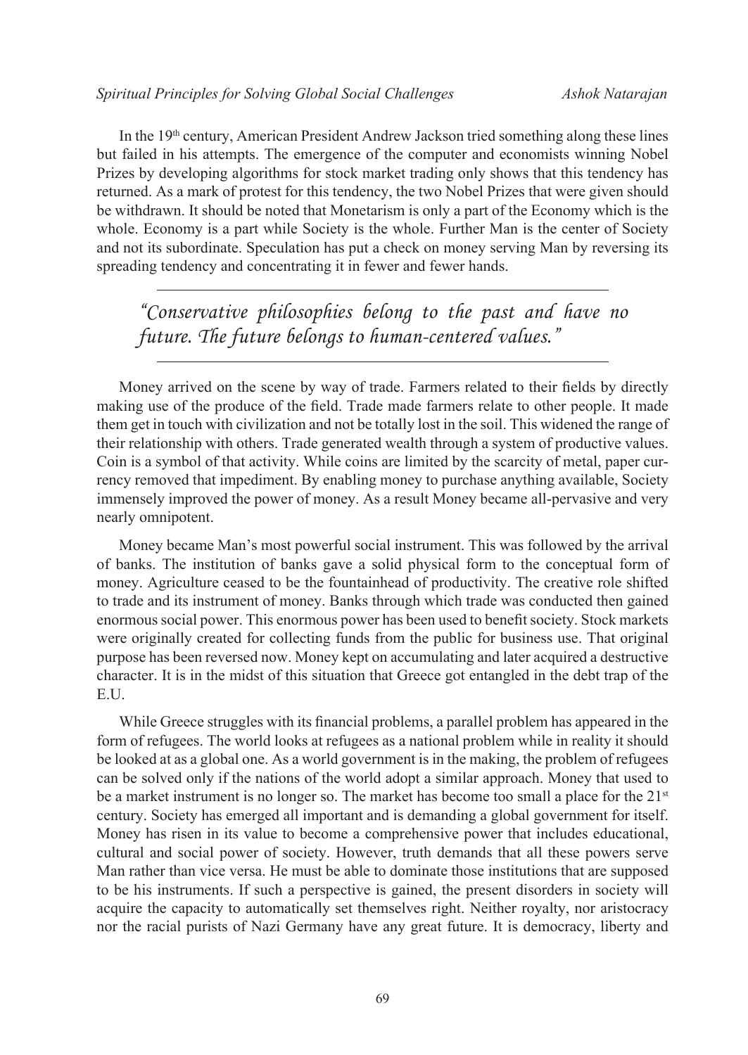In the 19th century, American President Andrew Jackson tried something along these lines but failed in his attempts. The emergence of the computer and economists winning Nobel Prizes by developing algorithms for stock market trading only shows that this tendency has returned. As a mark of protest for this tendency, the two Nobel Prizes that were given should be withdrawn. It should be noted that Monetarism is only a part of the Economy which is the whole. Economy is a part while Society is the whole. Further Man is the center of Society and not its subordinate. Speculation has put a check on money serving Man by reversing its spreading tendency and concentrating it in fewer and fewer hands.

> *"Conservative philosophies belong to the past and have no future. The future belongs to human-centered values."*

Money arrived on the scene by way of trade. Farmers related to their fields by directly making use of the produce of the field. Trade made farmers relate to other people. It made them get in touch with civilization and not be totally lost in the soil. This widened the range of their relationship with others. Trade generated wealth through a system of productive values. Coin is a symbol of that activity. While coins are limited by the scarcity of metal, paper currency removed that impediment. By enabling money to purchase anything available, Society immensely improved the power of money. As a result Money became all-pervasive and very nearly omnipotent.

Money became Man's most powerful social instrument. This was followed by the arrival of banks. The institution of banks gave a solid physical form to the conceptual form of money. Agriculture ceased to be the fountainhead of productivity. The creative role shifted to trade and its instrument of money. Banks through which trade was conducted then gained enormous social power. This enormous power has been used to benefit society. Stock markets were originally created for collecting funds from the public for business use. That original purpose has been reversed now. Money kept on accumulating and later acquired a destructive character. It is in the midst of this situation that Greece got entangled in the debt trap of the E.U.

While Greece struggles with its financial problems, a parallel problem has appeared in the form of refugees. The world looks at refugees as a national problem while in reality it should be looked at as a global one. As a world government is in the making, the problem of refugees can be solved only if the nations of the world adopt a similar approach. Money that used to be a market instrument is no longer so. The market has become too small a place for the 21st century. Society has emerged all important and is demanding a global government for itself. Money has risen in its value to become a comprehensive power that includes educational, cultural and social power of society. However, truth demands that all these powers serve Man rather than vice versa. He must be able to dominate those institutions that are supposed to be his instruments. If such a perspective is gained, the present disorders in society will acquire the capacity to automatically set themselves right. Neither royalty, nor aristocracy nor the racial purists of Nazi Germany have any great future. It is democracy, liberty and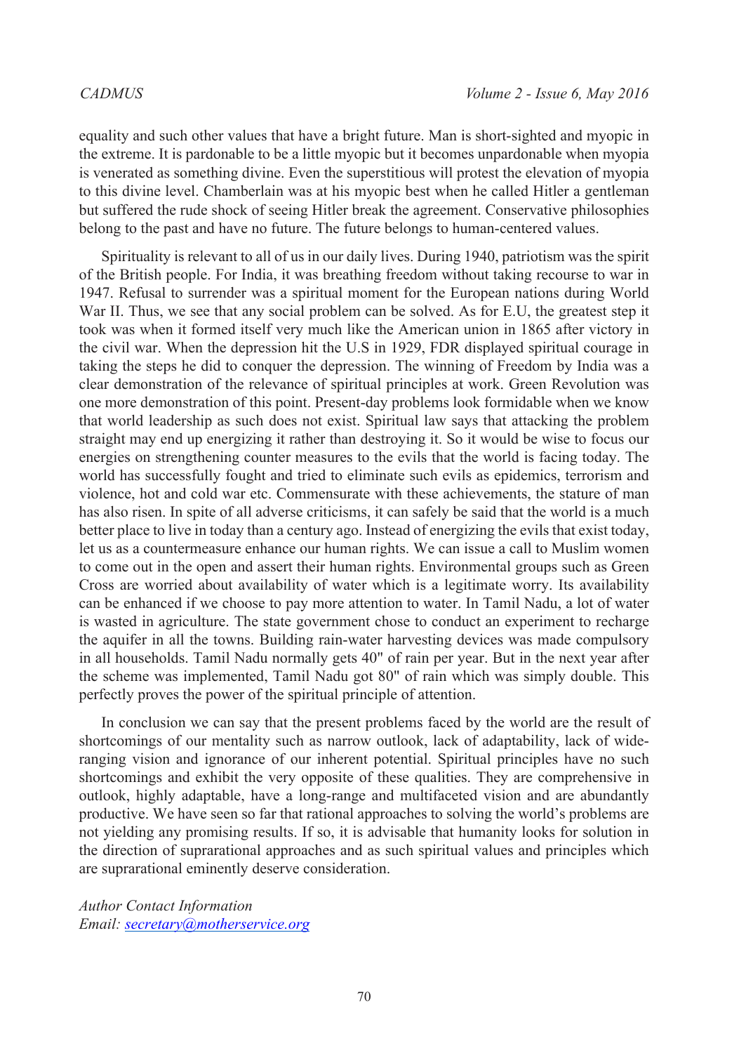equality and such other values that have a bright future. Man is short-sighted and myopic in the extreme. It is pardonable to be a little myopic but it becomes unpardonable when myopia is venerated as something divine. Even the superstitious will protest the elevation of myopia to this divine level. Chamberlain was at his myopic best when he called Hitler a gentleman but suffered the rude shock of seeing Hitler break the agreement. Conservative philosophies belong to the past and have no future. The future belongs to human-centered values.

Spirituality is relevant to all of us in our daily lives. During 1940, patriotism was the spirit of the British people. For India, it was breathing freedom without taking recourse to war in 1947. Refusal to surrender was a spiritual moment for the European nations during World War II. Thus, we see that any social problem can be solved. As for E.U, the greatest step it took was when it formed itself very much like the American union in 1865 after victory in the civil war. When the depression hit the U.S in 1929, FDR displayed spiritual courage in taking the steps he did to conquer the depression. The winning of Freedom by India was a clear demonstration of the relevance of spiritual principles at work. Green Revolution was one more demonstration of this point. Present-day problems look formidable when we know that world leadership as such does not exist. Spiritual law says that attacking the problem straight may end up energizing it rather than destroying it. So it would be wise to focus our energies on strengthening counter measures to the evils that the world is facing today. The world has successfully fought and tried to eliminate such evils as epidemics, terrorism and violence, hot and cold war etc. Commensurate with these achievements, the stature of man has also risen. In spite of all adverse criticisms, it can safely be said that the world is a much better place to live in today than a century ago. Instead of energizing the evils that exist today, let us as a countermeasure enhance our human rights. We can issue a call to Muslim women to come out in the open and assert their human rights. Environmental groups such as Green Cross are worried about availability of water which is a legitimate worry. Its availability can be enhanced if we choose to pay more attention to water. In Tamil Nadu, a lot of water is wasted in agriculture. The state government chose to conduct an experiment to recharge the aquifer in all the towns. Building rain-water harvesting devices was made compulsory in all households. Tamil Nadu normally gets 40" of rain per year. But in the next year after the scheme was implemented, Tamil Nadu got 80" of rain which was simply double. This perfectly proves the power of the spiritual principle of attention.

In conclusion we can say that the present problems faced by the world are the result of shortcomings of our mentality such as narrow outlook, lack of adaptability, lack of wide-ranging vision and ignorance of our inherent potential. Spiritual principles have no such shortcomings and exhibit the very opposite of these qualities. They are comprehensive in outlook, highly adaptable, have a long-range and multifaceted vision and are abundantly productive. We have seen so far that rational approaches to solving the world's problems are not yielding any promising results. If so, it is advisable that humanity looks for solution in the direction of suprarational approaches and as such spiritual values and principles which are suprarational eminently deserve consideration.

*Author Contact Information*
*Email: secretary@motherservice.org*